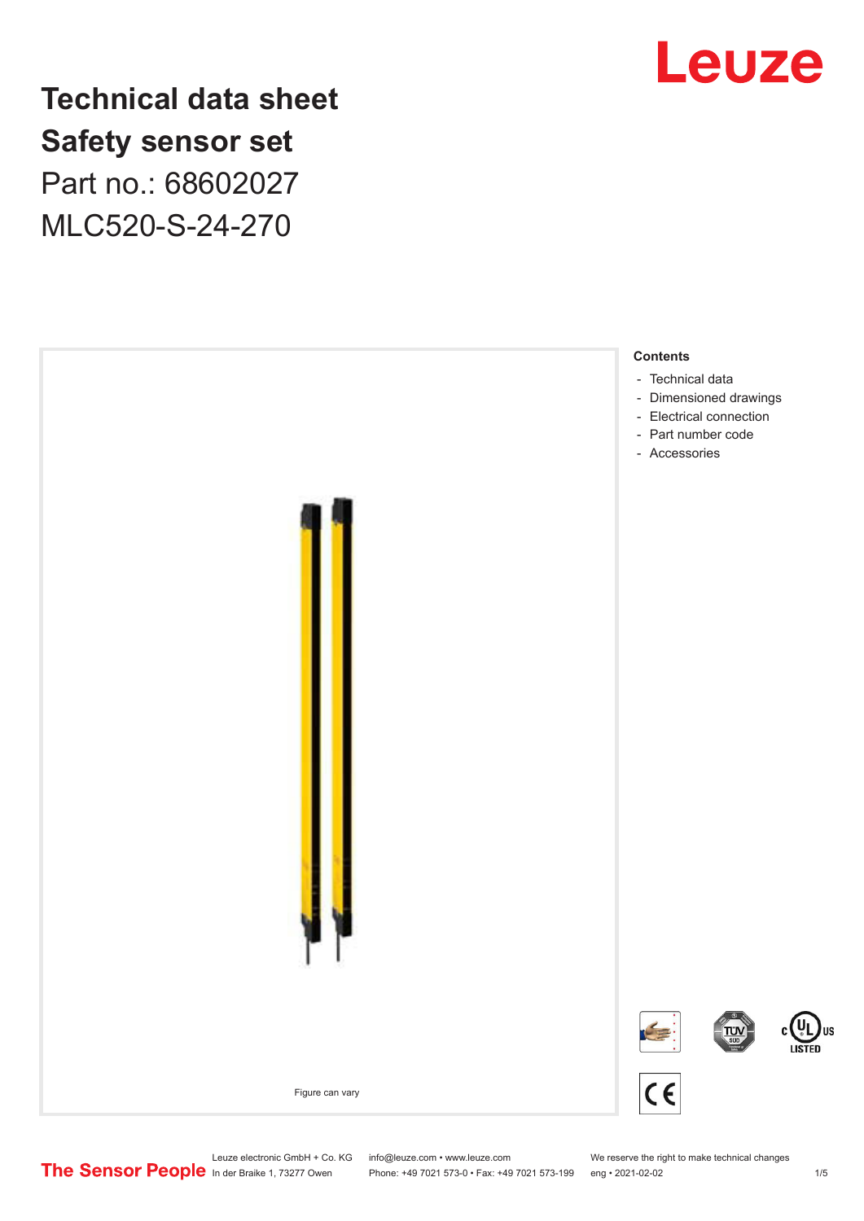# Technical data sheet
# Safety sensor set

Part no.: 68602027

MLC520-S-24-270

Figure can vary

**Contents**

- Technical data
- Dimensioned drawings
- Electrical connection
- Part number code
- Accessories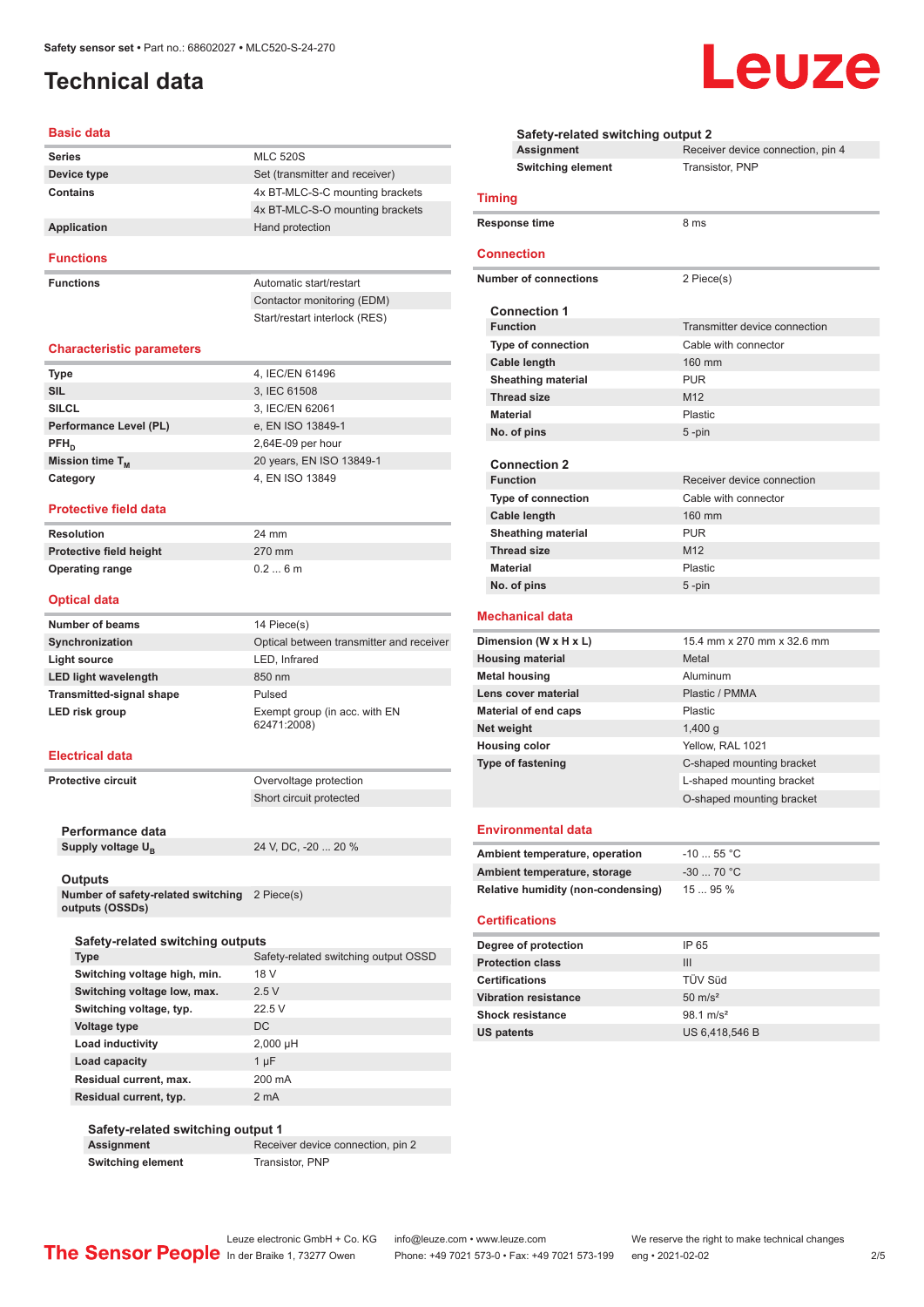Safety sensor set • Part no.: 68602027 • MLC520-S-24-270

# Technical data

## Basic data

| | |
|---|---|
| **Series** | MLC 520S |
| **Device type** | Set (transmitter and receiver) |
| **Contains** | 4x BT-MLC-S-C mounting brackets |
| | 4x BT-MLC-S-O mounting brackets |
| **Application** | Hand protection |

## Functions

| | |
|---|---|
| **Functions** | Automatic start/restart |
| | Contactor monitoring (EDM) |
| | Start/restart interlock (RES) |

## Characteristic parameters

| | |
|---|---|
| **Type** | 4, IEC/EN 61496 |
| **SIL** | 3, IEC 61508 |
| **SILCL** | 3, IEC/EN 62061 |
| **Performance Level (PL)** | e, EN ISO 13849-1 |
| **$PFH_D$** | 2,64E-09 per hour |
| **Mission time $T_M$** | 20 years, EN ISO 13849-1 |
| **Category** | 4, EN ISO 13849 |

## Protective field data

| | |
|---|---|
| **Resolution** | 24 mm |
| **Protective field height** | 270 mm |
| **Operating range** | 0.2 ... 6 m |

## Optical data

| | |
|---|---|
| **Number of beams** | 14 Piece(s) |
| **Synchronization** | Optical between transmitter and receiver |
| **Light source** | LED, Infrared |
| **LED light wavelength** | 850 nm |
| **Transmitted-signal shape** | Pulsed |
| **LED risk group** | Exempt group (in acc. with EN 62471:2008) |

## Electrical data

| | |
|---|---|
| **Protective circuit** | Overvoltage protection |
| | Short circuit protected |

### Performance data

| | |
|---|---|
| **Supply voltage $U_B$** | 24 V, DC, -20 ... 20 % |

### Outputs

| | |
|---|---|
| **Number of safety-related switching outputs (OSSDs)** | 2 Piece(s) |

#### Safety-related switching outputs

| | |
|---|---|
| **Type** | Safety-related switching output OSSD |
| **Switching voltage high, min.** | 18 V |
| **Switching voltage low, max.** | 2.5 V |
| **Switching voltage, typ.** | 22.5 V |
| **Voltage type** | DC |
| **Load inductivity** | 2,000 µH |
| **Load capacity** | 1 µF |
| **Residual current, max.** | 200 mA |
| **Residual current, typ.** | 2 mA |

#### Safety-related switching output 1

| | |
|---|---|
| **Assignment** | Receiver device connection, pin 2 |
| **Switching element** | Transistor, PNP |

#### Safety-related switching output 2

| | |
|---|---|
| **Assignment** | Receiver device connection, pin 4 |
| **Switching element** | Transistor, PNP |

## Timing

| | |
|---|---|
| **Response time** | 8 ms |

## Connection

| | |
|---|---|
| **Number of connections** | 2 Piece(s) |

### Connection 1

| | |
|---|---|
| **Function** | Transmitter device connection |
| **Type of connection** | Cable with connector |
| **Cable length** | 160 mm |
| **Sheathing material** | PUR |
| **Thread size** | M12 |
| **Material** | Plastic |
| **No. of pins** | 5 -pin |

### Connection 2

| | |
|---|---|
| **Function** | Receiver device connection |
| **Type of connection** | Cable with connector |
| **Cable length** | 160 mm |
| **Sheathing material** | PUR |
| **Thread size** | M12 |
| **Material** | Plastic |
| **No. of pins** | 5 -pin |

## Mechanical data

| | |
|---|---|
| **Dimension (W x H x L)** | 15.4 mm x 270 mm x 32.6 mm |
| **Housing material** | Metal |
| **Metal housing** | Aluminum |
| **Lens cover material** | Plastic / PMMA |
| **Material of end caps** | Plastic |
| **Net weight** | 1,400 g |
| **Housing color** | Yellow, RAL 1021 |
| **Type of fastening** | C-shaped mounting bracket |
| | L-shaped mounting bracket |
| | O-shaped mounting bracket |

## Environmental data

| | |
|---|---|
| **Ambient temperature, operation** | -10 ... 55 °C |
| **Ambient temperature, storage** | -30 ... 70 °C |
| **Relative humidity (non-condensing)** | 15 ... 95 % |

## Certifications

| | |
|---|---|
| **Degree of protection** | IP 65 |
| **Protection class** | III |
| **Certifications** | TÜV Süd |
| **Vibration resistance** | 50 m/s² |
| **Shock resistance** | 98.1 m/s² |
| **US patents** | US 6,418,546 B |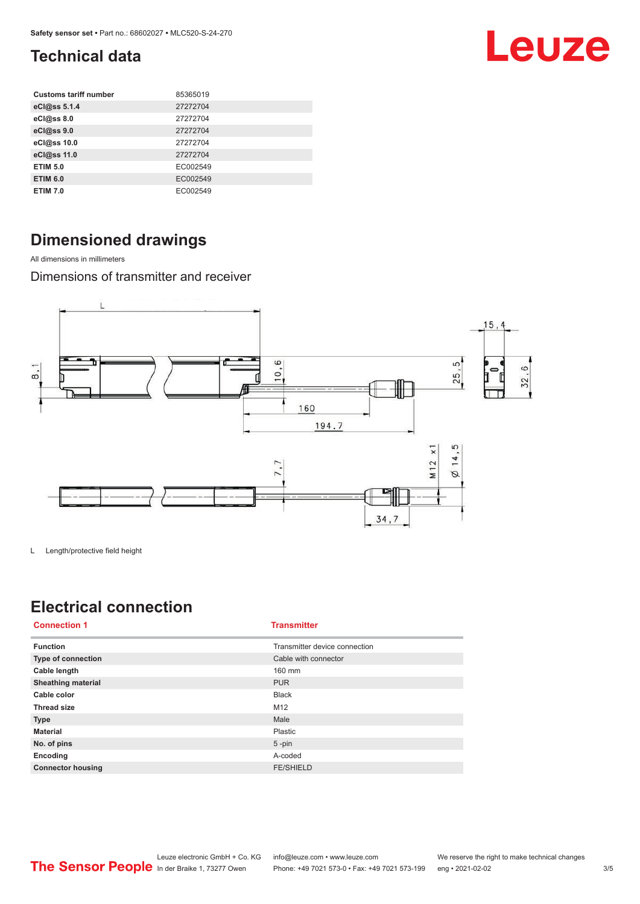# Technical data

| Customs tariff number | 85365019 |
|---|---|
| eCl@ss 5.1.4 | 27272704 |
| eCl@ss 8.0 | 27272704 |
| eCl@ss 9.0 | 27272704 |
| eCl@ss 10.0 | 27272704 |
| eCl@ss 11.0 | 27272704 |
| ETIM 5.0 | EC002549 |
| ETIM 6.0 | EC002549 |
| ETIM 7.0 | EC002549 |

# Dimensioned drawings

All dimensions in millimeters

## Dimensions of transmitter and receiver

L Length/protective field height

# Electrical connection

| Connection 1 | Transmitter |
|---|---|
| Function | Transmitter device connection |
| Type of connection | Cable with connector |
| Cable length | 160 mm |
| Sheathing material | PUR |
| Cable color | Black |
| Thread size | M12 |
| Type | Male |
| Material | Plastic |
| No. of pins | 5 -pin |
| Encoding | A-coded |
| Connector housing | FE/SHIELD |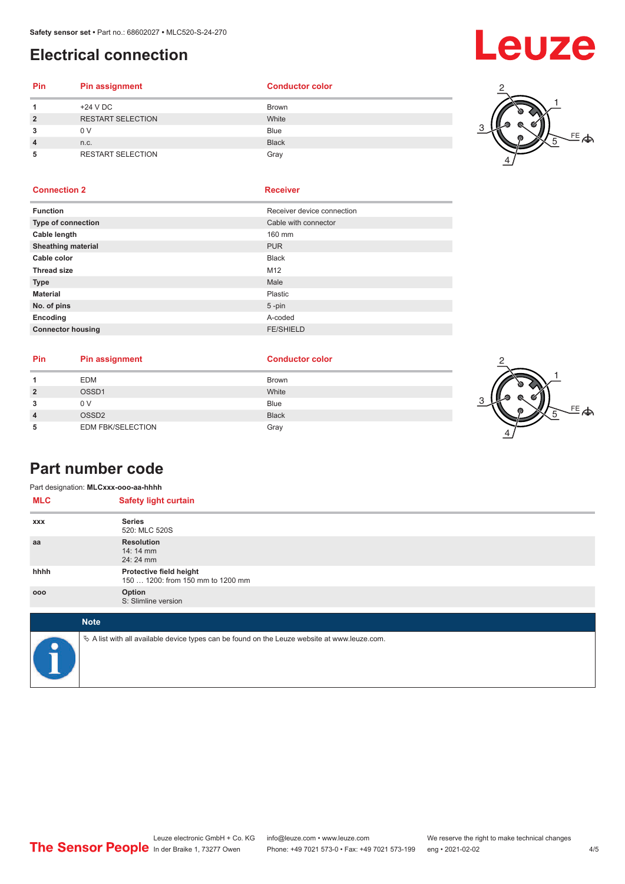# Electrical connection

| Pin | Pin assignment | Conductor color |
|---|---|---|
| 1 | +24 V DC | Brown |
| 2 | RESTART SELECTION | White |
| 3 | 0 V | Blue |
| 4 | n.c. | Black |
| 5 | RESTART SELECTION | Gray |

| Connection 2 | Receiver |
|---|---|
| **Function** | Receiver device connection |
| **Type of connection** | Cable with connector |
| **Cable length** | 160 mm |
| **Sheathing material** | PUR |
| **Cable color** | Black |
| **Thread size** | M12 |
| **Type** | Male |
| **Material** | Plastic |
| **No. of pins** | 5 -pin |
| **Encoding** | A-coded |
| **Connector housing** | FE/SHIELD |

| Pin | Pin assignment | Conductor color |
|---|---|---|
| 1 | EDM | Brown |
| 2 | OSSD1 | White |
| 3 | 0 V | Blue |
| 4 | OSSD2 | Black |
| 5 | EDM FBK/SELECTION | Gray |

# Part number code

Part designation: **MLCxxx-ooo-aa-hhhh**

| MLC | Safety light curtain |
|---|---|
| xxx | **Series**<br>520: MLC 520S |
| aa | **Resolution**<br>14: 14 mm<br>24: 24 mm |
| hhhh | **Protective field height**<br>150 … 1200: from 150 mm to 1200 mm |
| ooo | **Option**<br>S: Slimline version |

**Note**

A list with all available device types can be found on the Leuze website at www.leuze.com.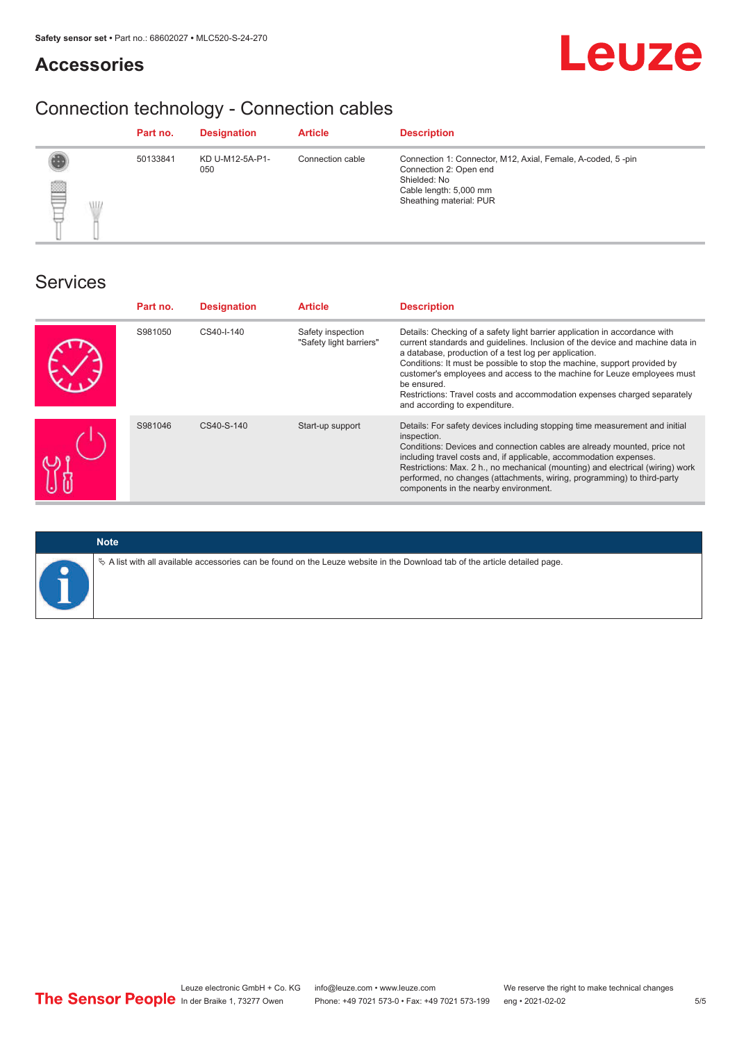## Accessories

# Connection technology - Connection cables

| | Part no. | Designation | Article | Description |
|---|---|---|---|---|
| | 50133841 | KD U-M12-5A-P1-050 | Connection cable | Connection 1: Connector, M12, Axial, Female, A-coded, 5 -pin<br>Connection 2: Open end<br>Shielded: No<br>Cable length: 5,000 mm<br>Sheathing material: PUR |

# Services

| | Part no. | Designation | Article | Description |
|---|---|---|---|---|
| | S981050 | CS40-I-140 | Safety inspection "Safety light barriers" | Details: Checking of a safety light barrier application in accordance with current standards and guidelines. Inclusion of the device and machine data in a database, production of a test log per application.<br>Conditions: It must be possible to stop the machine, support provided by customer's employees and access to the machine for Leuze employees must be ensured.<br>Restrictions: Travel costs and accommodation expenses charged separately and according to expenditure. |
| | S981046 | CS40-S-140 | Start-up support | Details: For safety devices including stopping time measurement and initial inspection.<br>Conditions: Devices and connection cables are already mounted, price not including travel costs and, if applicable, accommodation expenses.<br>Restrictions: Max. 2 h., no mechanical (mounting) and electrical (wiring) work performed, no changes (attachments, wiring, programming) to third-party components in the nearby environment. |

**Note**

↳ A list with all available accessories can be found on the Leuze website in the Download tab of the article detailed page.